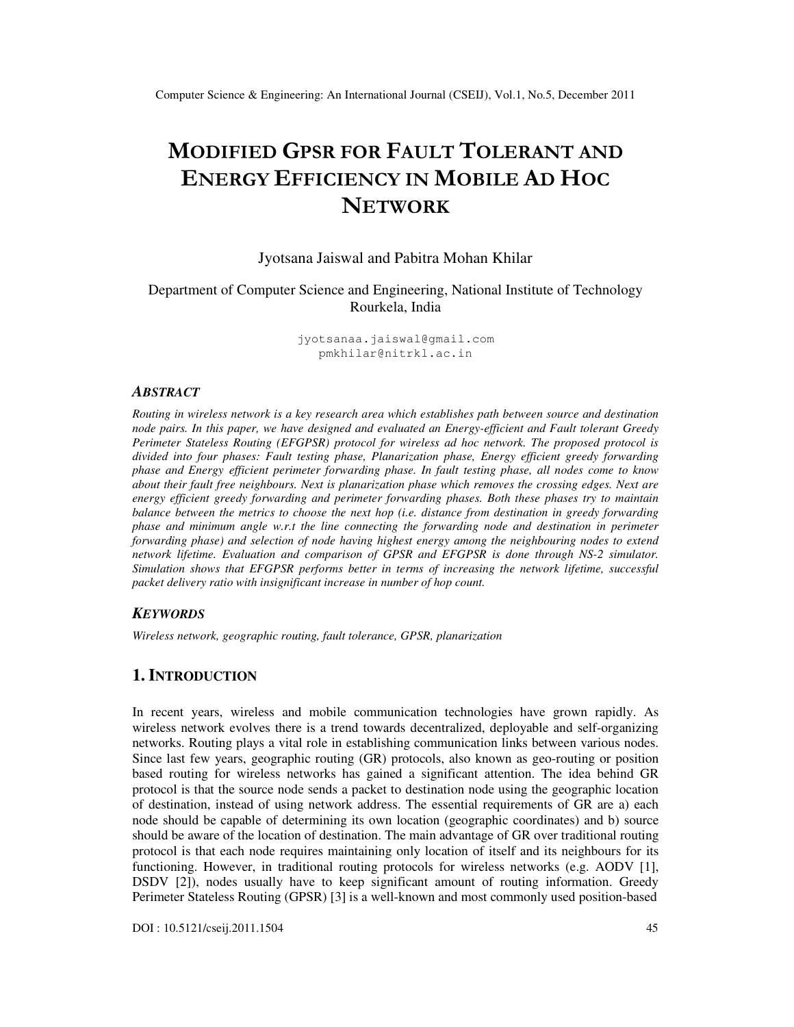# MODIFIED GPSR FOR FAULT TOLERANT AND ENERGY EFFICIENCY IN MOBILE AD HOC NETWORK

Jyotsana Jaiswal and Pabitra Mohan Khilar

Department of Computer Science and Engineering, National Institute of Technology Rourkela, India

jyotsanaa.jaiswal@gmail.com
pmkhilar@nitrkl.ac.in

## ABSTRACT

*Routing in wireless network is a key research area which establishes path between source and destination node pairs. In this paper, we have designed and evaluated an Energy-efficient and Fault tolerant Greedy Perimeter Stateless Routing (EFGPSR) protocol for wireless ad hoc network. The proposed protocol is divided into four phases: Fault testing phase, Planarization phase, Energy efficient greedy forwarding phase and Energy efficient perimeter forwarding phase. In fault testing phase, all nodes come to know about their fault free neighbours. Next is planarization phase which removes the crossing edges. Next are energy efficient greedy forwarding and perimeter forwarding phases. Both these phases try to maintain balance between the metrics to choose the next hop (i.e. distance from destination in greedy forwarding phase and minimum angle w.r.t the line connecting the forwarding node and destination in perimeter forwarding phase) and selection of node having highest energy among the neighbouring nodes to extend network lifetime. Evaluation and comparison of GPSR and EFGPSR is done through NS-2 simulator. Simulation shows that EFGPSR performs better in terms of increasing the network lifetime, successful packet delivery ratio with insignificant increase in number of hop count.*

## KEYWORDS

*Wireless network, geographic routing, fault tolerance, GPSR, planarization*

## 1. INTRODUCTION

In recent years, wireless and mobile communication technologies have grown rapidly. As wireless network evolves there is a trend towards decentralized, deployable and self-organizing networks. Routing plays a vital role in establishing communication links between various nodes. Since last few years, geographic routing (GR) protocols, also known as geo-routing or position based routing for wireless networks has gained a significant attention. The idea behind GR protocol is that the source node sends a packet to destination node using the geographic location of destination, instead of using network address. The essential requirements of GR are a) each node should be capable of determining its own location (geographic coordinates) and b) source should be aware of the location of destination. The main advantage of GR over traditional routing protocol is that each node requires maintaining only location of itself and its neighbours for its functioning. However, in traditional routing protocols for wireless networks (e.g. AODV [1], DSDV [2]), nodes usually have to keep significant amount of routing information. Greedy Perimeter Stateless Routing (GPSR) [3] is a well-known and most commonly used position-based

DOI : 10.5121/cseij.2011.1504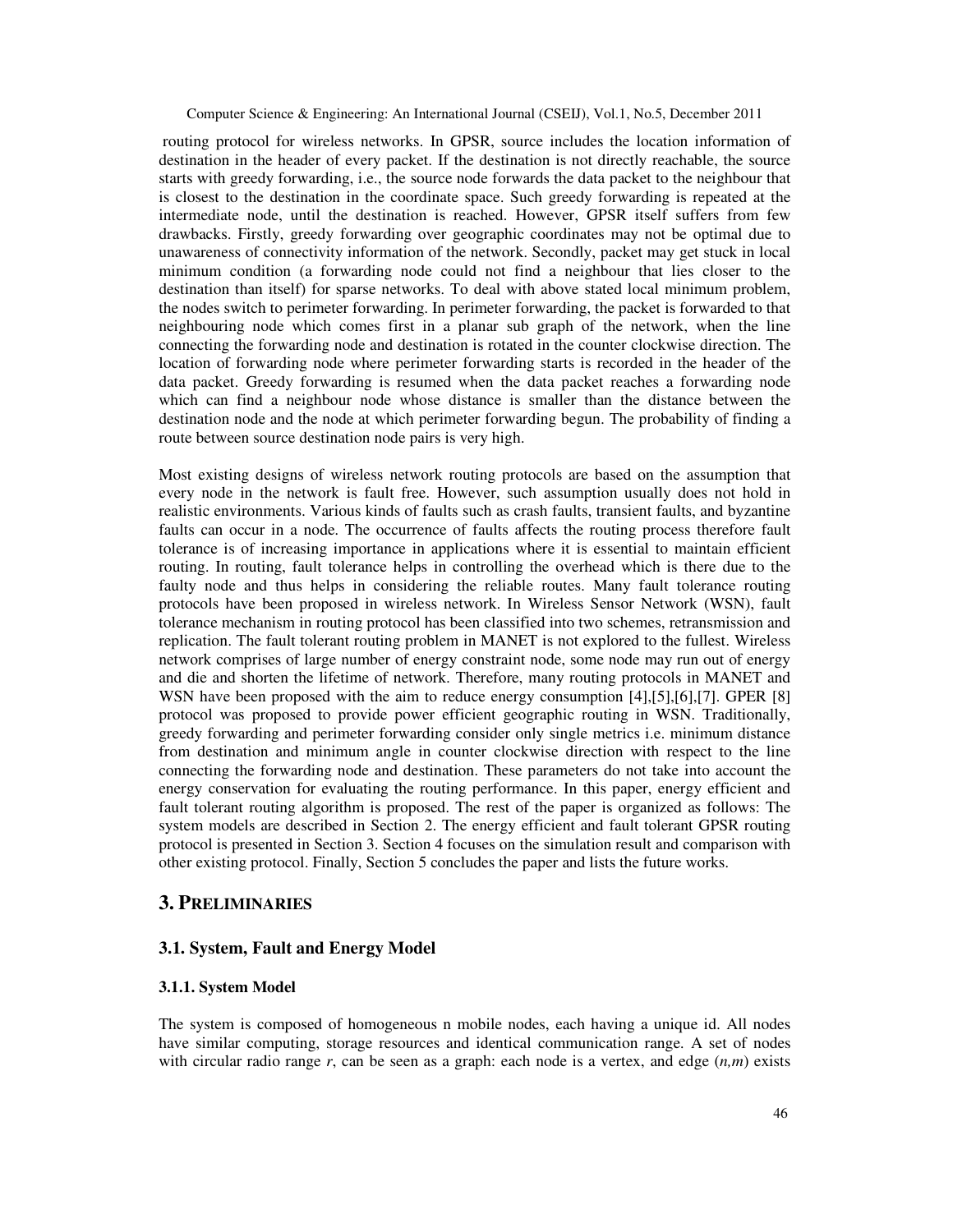routing protocol for wireless networks. In GPSR, source includes the location information of destination in the header of every packet. If the destination is not directly reachable, the source starts with greedy forwarding, i.e., the source node forwards the data packet to the neighbour that is closest to the destination in the coordinate space. Such greedy forwarding is repeated at the intermediate node, until the destination is reached. However, GPSR itself suffers from few drawbacks. Firstly, greedy forwarding over geographic coordinates may not be optimal due to unawareness of connectivity information of the network. Secondly, packet may get stuck in local minimum condition (a forwarding node could not find a neighbour that lies closer to the destination than itself) for sparse networks. To deal with above stated local minimum problem, the nodes switch to perimeter forwarding. In perimeter forwarding, the packet is forwarded to that neighbouring node which comes first in a planar sub graph of the network, when the line connecting the forwarding node and destination is rotated in the counter clockwise direction. The location of forwarding node where perimeter forwarding starts is recorded in the header of the data packet. Greedy forwarding is resumed when the data packet reaches a forwarding node which can find a neighbour node whose distance is smaller than the distance between the destination node and the node at which perimeter forwarding begun. The probability of finding a route between source destination node pairs is very high.

Most existing designs of wireless network routing protocols are based on the assumption that every node in the network is fault free. However, such assumption usually does not hold in realistic environments. Various kinds of faults such as crash faults, transient faults, and byzantine faults can occur in a node. The occurrence of faults affects the routing process therefore fault tolerance is of increasing importance in applications where it is essential to maintain efficient routing. In routing, fault tolerance helps in controlling the overhead which is there due to the faulty node and thus helps in considering the reliable routes. Many fault tolerance routing protocols have been proposed in wireless network. In Wireless Sensor Network (WSN), fault tolerance mechanism in routing protocol has been classified into two schemes, retransmission and replication. The fault tolerant routing problem in MANET is not explored to the fullest. Wireless network comprises of large number of energy constraint node, some node may run out of energy and die and shorten the lifetime of network. Therefore, many routing protocols in MANET and WSN have been proposed with the aim to reduce energy consumption [4],[5],[6],[7]. GPER [8] protocol was proposed to provide power efficient geographic routing in WSN. Traditionally, greedy forwarding and perimeter forwarding consider only single metrics i.e. minimum distance from destination and minimum angle in counter clockwise direction with respect to the line connecting the forwarding node and destination. These parameters do not take into account the energy conservation for evaluating the routing performance. In this paper, energy efficient and fault tolerant routing algorithm is proposed. The rest of the paper is organized as follows: The system models are described in Section 2. The energy efficient and fault tolerant GPSR routing protocol is presented in Section 3. Section 4 focuses on the simulation result and comparison with other existing protocol. Finally, Section 5 concludes the paper and lists the future works.

## 3. PRELIMINARIES

### 3.1. System, Fault and Energy Model

#### 3.1.1. System Model

The system is composed of homogeneous n mobile nodes, each having a unique id. All nodes have similar computing, storage resources and identical communication range. A set of nodes with circular radio range *r*, can be seen as a graph: each node is a vertex, and edge $(n,m)$ exists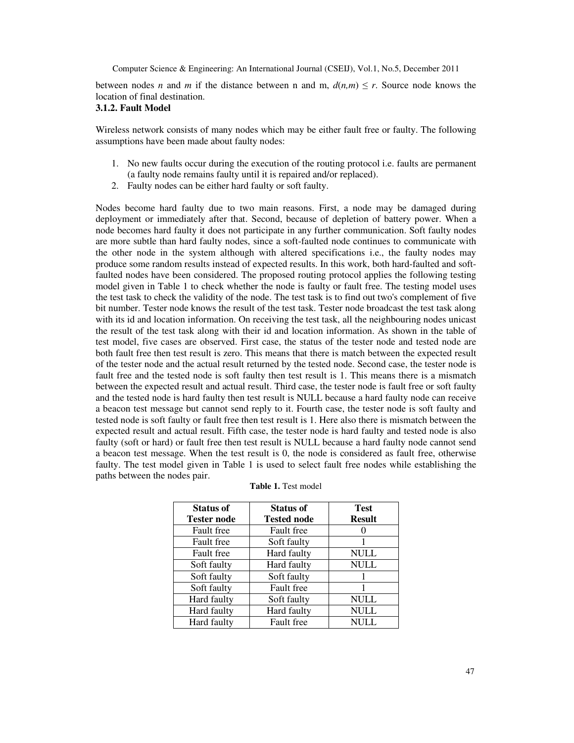between nodes *n* and *m* if the distance between n and m, $d(n,m) \leq r$. Source node knows the location of final destination.

### 3.1.2. Fault Model

Wireless network consists of many nodes which may be either fault free or faulty. The following assumptions have been made about faulty nodes:

1. No new faults occur during the execution of the routing protocol i.e. faults are permanent (a faulty node remains faulty until it is repaired and/or replaced).
2. Faulty nodes can be either hard faulty or soft faulty.

Nodes become hard faulty due to two main reasons. First, a node may be damaged during deployment or immediately after that. Second, because of depletion of battery power. When a node becomes hard faulty it does not participate in any further communication. Soft faulty nodes are more subtle than hard faulty nodes, since a soft-faulted node continues to communicate with the other node in the system although with altered specifications i.e., the faulty nodes may produce some random results instead of expected results. In this work, both hard-faulted and soft-faulted nodes have been considered. The proposed routing protocol applies the following testing model given in Table 1 to check whether the node is faulty or fault free. The testing model uses the test task to check the validity of the node. The test task is to find out two's complement of five bit number. Tester node knows the result of the test task. Tester node broadcast the test task along with its id and location information. On receiving the test task, all the neighbouring nodes unicast the result of the test task along with their id and location information. As shown in the table of test model, five cases are observed. First case, the status of the tester node and tested node are both fault free then test result is zero. This means that there is match between the expected result of the tester node and the actual result returned by the tested node. Second case, the tester node is fault free and the tested node is soft faulty then test result is 1. This means there is a mismatch between the expected result and actual result. Third case, the tester node is fault free or soft faulty and the tested node is hard faulty then test result is NULL because a hard faulty node can receive a beacon test message but cannot send reply to it. Fourth case, the tester node is soft faulty and tested node is soft faulty or fault free then test result is 1. Here also there is mismatch between the expected result and actual result. Fifth case, the tester node is hard faulty and tested node is also faulty (soft or hard) or fault free then test result is NULL because a hard faulty node cannot send a beacon test message. When the test result is 0, the node is considered as fault free, otherwise faulty. The test model given in Table 1 is used to select fault free nodes while establishing the paths between the nodes pair.

**Table 1.** Test model

| Status of Tester node | Status of Tested node | Test Result |
|---|---|---|
| Fault free | Fault free | 0 |
| Fault free | Soft faulty | 1 |
| Fault free | Hard faulty | NULL |
| Soft faulty | Hard faulty | NULL |
| Soft faulty | Soft faulty | 1 |
| Soft faulty | Fault free | 1 |
| Hard faulty | Soft faulty | NULL |
| Hard faulty | Hard faulty | NULL |
| Hard faulty | Fault free | NULL |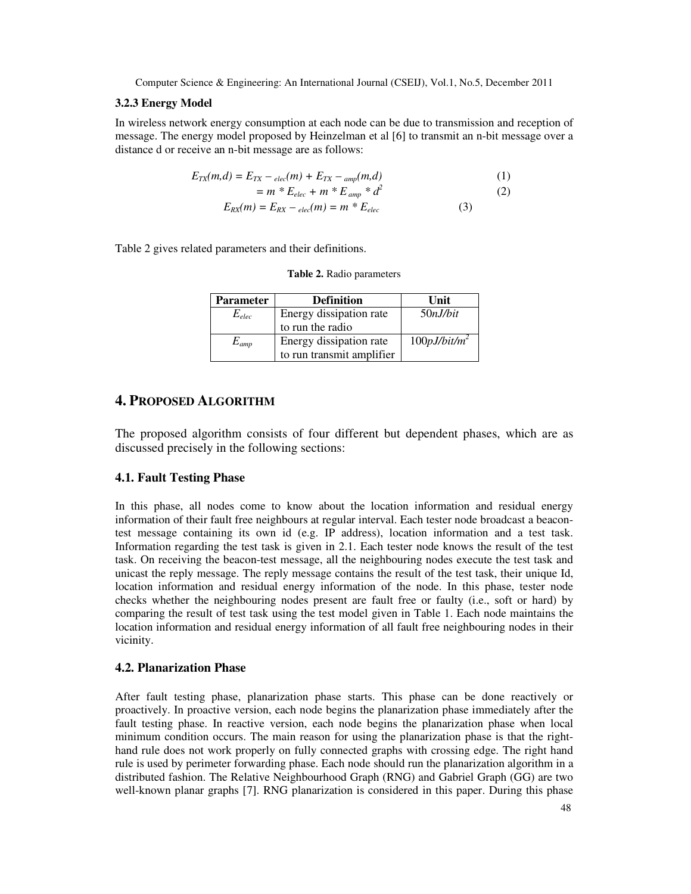### 3.2.3 Energy Model

In wireless network energy consumption at each node can be due to transmission and reception of message. The energy model proposed by Heinzelman et al [6] to transmit an n-bit message over a distance d or receive an n-bit message are as follows:

$$E_{TX}(m,d) = E_{TX-elec}(m) + E_{TX-amp}(m,d) \quad (1)$$

$$= m * E_{elec} + m * E_{amp} * d^2 \quad (2)$$

$$E_{RX}(m) = E_{RX-elec}(m) = m * E_{elec} \quad (3)$$

Table 2 gives related parameters and their definitions.

**Table 2.** Radio parameters

| Parameter | Definition | Unit |
|---|---|---|
| $E_{elec}$ | Energy dissipation rate to run the radio | 50*nJ/bit* |
| $E_{amp}$ | Energy dissipation rate to run transmit amplifier | 100*pJ/bit/m*$^2$ |

# 4. Proposed Algorithm

The proposed algorithm consists of four different but dependent phases, which are as discussed precisely in the following sections:

## 4.1. Fault Testing Phase

In this phase, all nodes come to know about the location information and residual energy information of their fault free neighbours at regular interval. Each tester node broadcast a beacon-test message containing its own id (e.g. IP address), location information and a test task. Information regarding the test task is given in 2.1. Each tester node knows the result of the test task. On receiving the beacon-test message, all the neighbouring nodes execute the test task and unicast the reply message. The reply message contains the result of the test task, their unique Id, location information and residual energy information of the node. In this phase, tester node checks whether the neighbouring nodes present are fault free or faulty (i.e., soft or hard) by comparing the result of test task using the test model given in Table 1. Each node maintains the location information and residual energy information of all fault free neighbouring nodes in their vicinity.

## 4.2. Planarization Phase

After fault testing phase, planarization phase starts. This phase can be done reactively or proactively. In proactive version, each node begins the planarization phase immediately after the fault testing phase. In reactive version, each node begins the planarization phase when local minimum condition occurs. The main reason for using the planarization phase is that the right-hand rule does not work properly on fully connected graphs with crossing edge. The right hand rule is used by perimeter forwarding phase. Each node should run the planarization algorithm in a distributed fashion. The Relative Neighbourhood Graph (RNG) and Gabriel Graph (GG) are two well-known planar graphs [7]. RNG planarization is considered in this paper. During this phase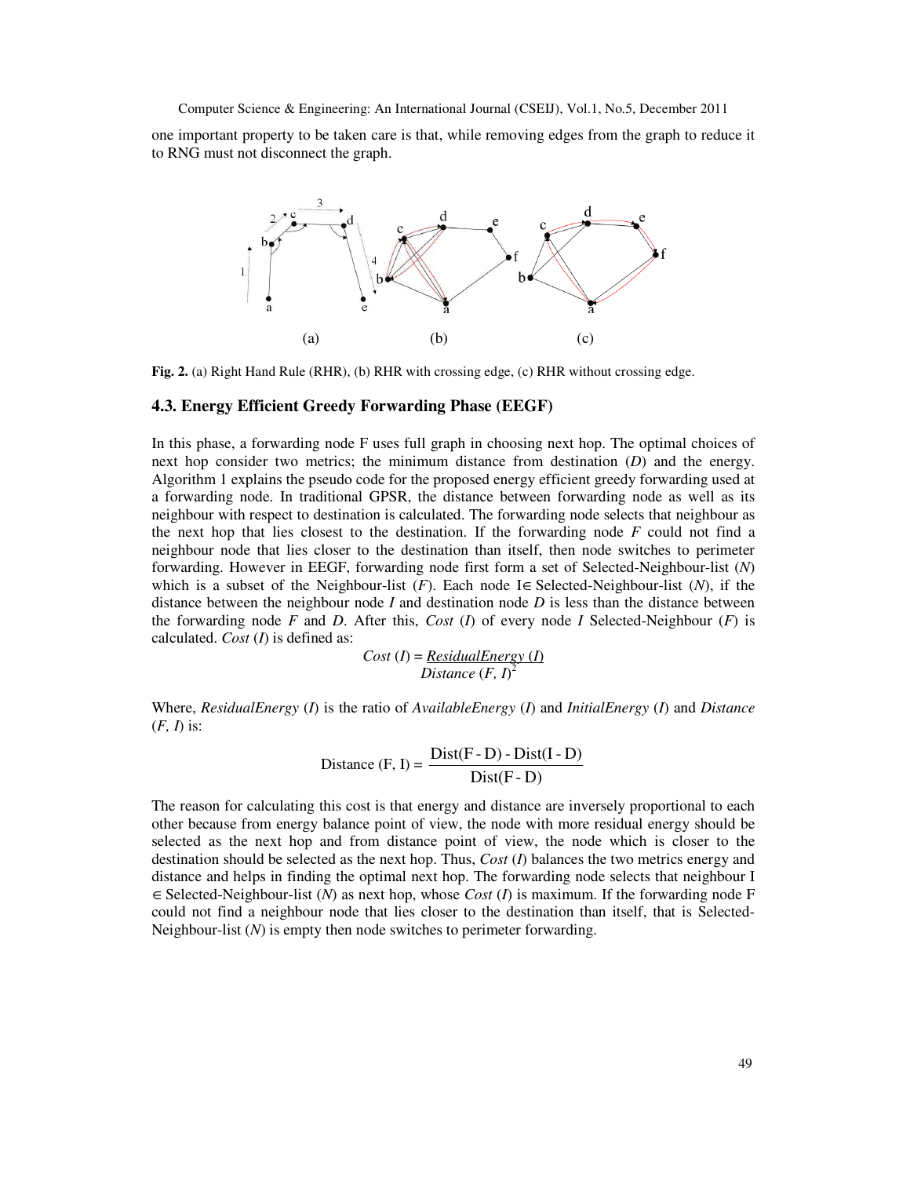one important property to be taken care is that, while removing edges from the graph to reduce it to RNG must not disconnect the graph.

**Fig. 2.** (a) Right Hand Rule (RHR), (b) RHR with crossing edge, (c) RHR without crossing edge.

### 4.3. Energy Efficient Greedy Forwarding Phase (EEGF)

In this phase, a forwarding node F uses full graph in choosing next hop. The optimal choices of next hop consider two metrics; the minimum distance from destination (*D*) and the energy. Algorithm 1 explains the pseudo code for the proposed energy efficient greedy forwarding used at a forwarding node. In traditional GPSR, the distance between forwarding node as well as its neighbour with respect to destination is calculated. The forwarding node selects that neighbour as the next hop that lies closest to the destination. If the forwarding node *F* could not find a neighbour node that lies closer to the destination than itself, then node switches to perimeter forwarding. However in EEGF, forwarding node first form a set of Selected-Neighbour-list (*N*) which is a subset of the Neighbour-list (*F*). Each node I∈ Selected-Neighbour-list (*N*), if the distance between the neighbour node *I* and destination node *D* is less than the distance between the forwarding node *F* and *D*. After this, *Cost* (*I*) of every node *I* Selected-Neighbour (*F*) is calculated. *Cost* (*I*) is defined as:

$$Cost\ (I) = \frac{ResidualEnergy\ (I)}{Distance\ (F,\ I)^2}$$

Where, *ResidualEnergy* (*I*) is the ratio of *AvailableEnergy* (*I*) and *InitialEnergy* (*I*) and *Distance* (*F, I*) is:

$$\text{Distance (F, I)} = \frac{\text{Dist(F - D) - Dist(I - D)}}{\text{Dist(F - D)}}$$

The reason for calculating this cost is that energy and distance are inversely proportional to each other because from energy balance point of view, the node with more residual energy should be selected as the next hop and from distance point of view, the node which is closer to the destination should be selected as the next hop. Thus, *Cost* (*I*) balances the two metrics energy and distance and helps in finding the optimal next hop. The forwarding node selects that neighbour I ∈ Selected-Neighbour-list (*N*) as next hop, whose *Cost* (*I*) is maximum. If the forwarding node F could not find a neighbour node that lies closer to the destination than itself, that is Selected-Neighbour-list (*N*) is empty then node switches to perimeter forwarding.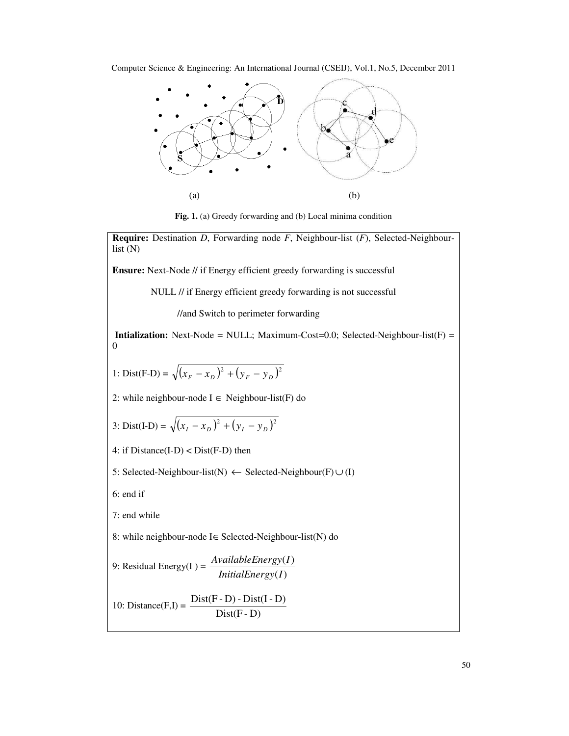(a) (b)

**Fig. 1.** (a) Greedy forwarding and (b) Local minima condition

**Require:** Destination *D*, Forwarding node *F*, Neighbour-list (*F*), Selected-Neighbour-list (N)

**Ensure:** Next-Node // if Energy efficient greedy forwarding is successful

NULL // if Energy efficient greedy forwarding is not successful

//and Switch to perimeter forwarding

**Intialization:** Next-Node = NULL; Maximum-Cost=0.0; Selected-Neighbour-list(F) = 0

1: Dist(F-D) = $\sqrt{(x_F - x_D)^2 + (y_F - y_D)^2}$

2: while neighbour-node I $\in$ Neighbour-list(F) do

3: Dist(I-D) = $\sqrt{(x_I - x_D)^2 + (y_I - y_D)^2}$

4: if Distance(I-D) < Dist(F-D) then

5: Selected-Neighbour-list(N) $\leftarrow$ Selected-Neighbour(F) $\cup$ (I)

6: end if

7: end while

8: while neighbour-node I$\in$ Selected-Neighbour-list(N) do

9: Residual Energy(I ) = $\dfrac{AvailableEnergy(I)}{InitialEnergy(I)}$

10: Distance(F,I) = $\dfrac{\text{Dist(F - D) - Dist(I - D)}}{\text{Dist(F - D)}}$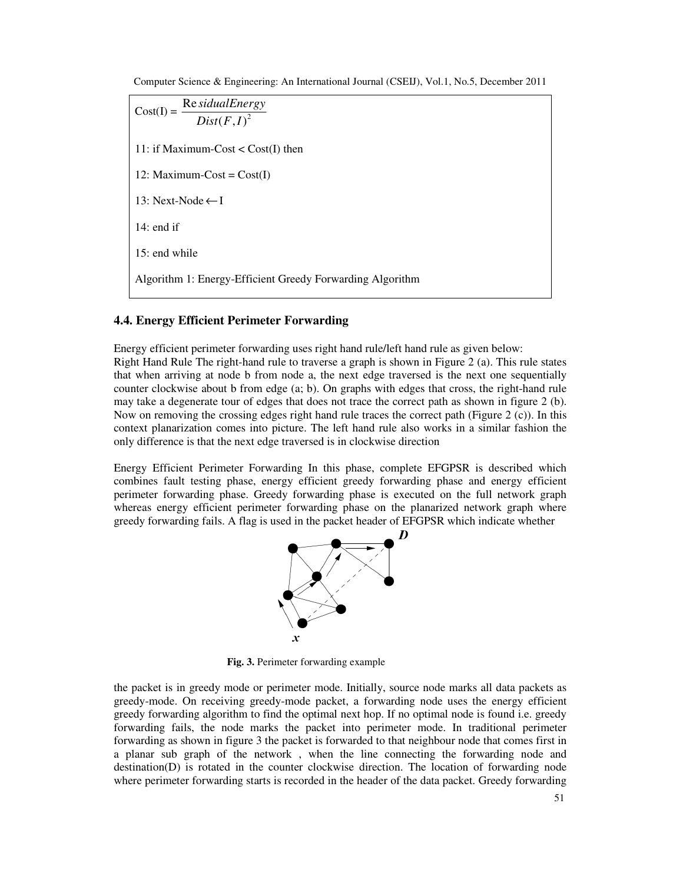$$\text{Cost(I)} = \frac{ResidualEnergy}{Dist(F,I)^2}$$

11: if Maximum-Cost < Cost(I) then

12: Maximum-Cost = Cost(I)

13: Next-Node ← I

14: end if

15: end while

Algorithm 1: Energy-Efficient Greedy Forwarding Algorithm

### 4.4. Energy Efficient Perimeter Forwarding

Energy efficient perimeter forwarding uses right hand rule/left hand rule as given below:
Right Hand Rule The right-hand rule to traverse a graph is shown in Figure 2 (a). This rule states that when arriving at node b from node a, the next edge traversed is the next one sequentially counter clockwise about b from edge (a; b). On graphs with edges that cross, the right-hand rule may take a degenerate tour of edges that does not trace the correct path as shown in figure 2 (b). Now on removing the crossing edges right hand rule traces the correct path (Figure 2 (c)). In this context planarization comes into picture. The left hand rule also works in a similar fashion the only difference is that the next edge traversed is in clockwise direction

Energy Efficient Perimeter Forwarding In this phase, complete EFGPSR is described which combines fault testing phase, energy efficient greedy forwarding phase and energy efficient perimeter forwarding phase. Greedy forwarding phase is executed on the full network graph whereas energy efficient perimeter forwarding phase on the planarized network graph where greedy forwarding fails. A flag is used in the packet header of EFGPSR which indicate whether the packet is in greedy mode or perimeter mode. Initially, source node marks all data packets as greedy-mode. On receiving greedy-mode packet, a forwarding node uses the energy efficient greedy forwarding algorithm to find the optimal next hop. If no optimal node is found i.e. greedy forwarding fails, the node marks the packet into perimeter mode. In traditional perimeter forwarding as shown in figure 3 the packet is forwarded to that neighbour node that comes first in a planar sub graph of the network , when the line connecting the forwarding node and destination(D) is rotated in the counter clockwise direction. The location of forwarding node where perimeter forwarding starts is recorded in the header of the data packet. Greedy forwarding

D

x

**Fig. 3.** Perimeter forwarding example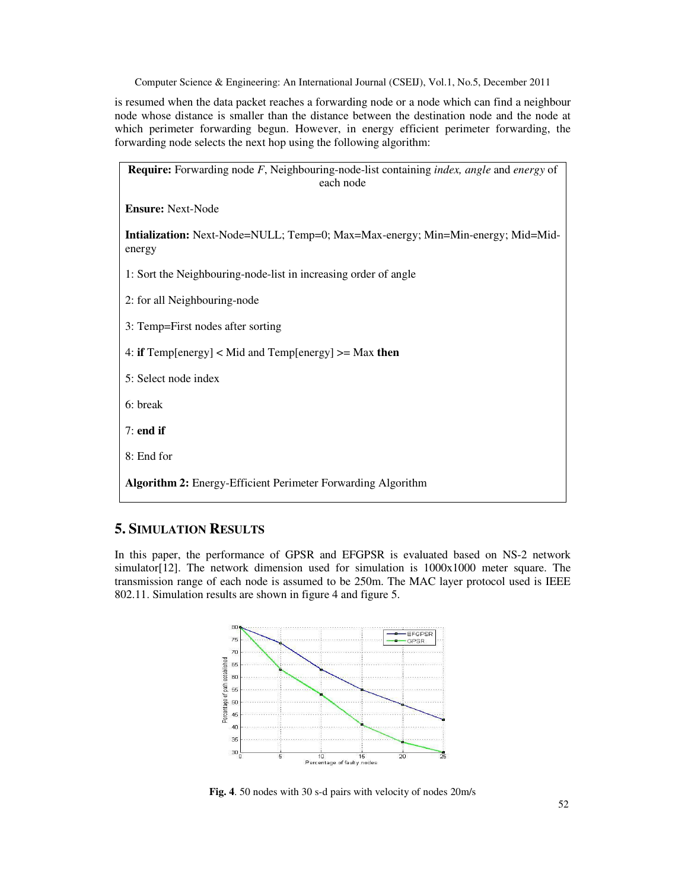is resumed when the data packet reaches a forwarding node or a node which can find a neighbour node whose distance is smaller than the distance between the destination node and the node at which perimeter forwarding begun. However, in energy efficient perimeter forwarding, the forwarding node selects the next hop using the following algorithm:

**Require:** Forwarding node *F*, Neighbouring-node-list containing *index, angle* and *energy* of each node

**Ensure:** Next-Node

**Intialization:** Next-Node=NULL; Temp=0; Max=Max-energy; Min=Min-energy; Mid=Mid-energy

1: Sort the Neighbouring-node-list in increasing order of angle

2: for all Neighbouring-node

3: Temp=First nodes after sorting

4: **if** Temp[energy] < Mid and Temp[energy] >= Max **then**

5: Select node index

6: break

7: **end if**

8: End for

**Algorithm 2:** Energy-Efficient Perimeter Forwarding Algorithm

## 5. Simulation Results

In this paper, the performance of GPSR and EFGPSR is evaluated based on NS-2 network simulator[12]. The network dimension used for simulation is 1000x1000 meter square. The transmission range of each node is assumed to be 250m. The MAC layer protocol used is IEEE 802.11. Simulation results are shown in figure 4 and figure 5.

**Fig. 4**. 50 nodes with 30 s-d pairs with velocity of nodes 20m/s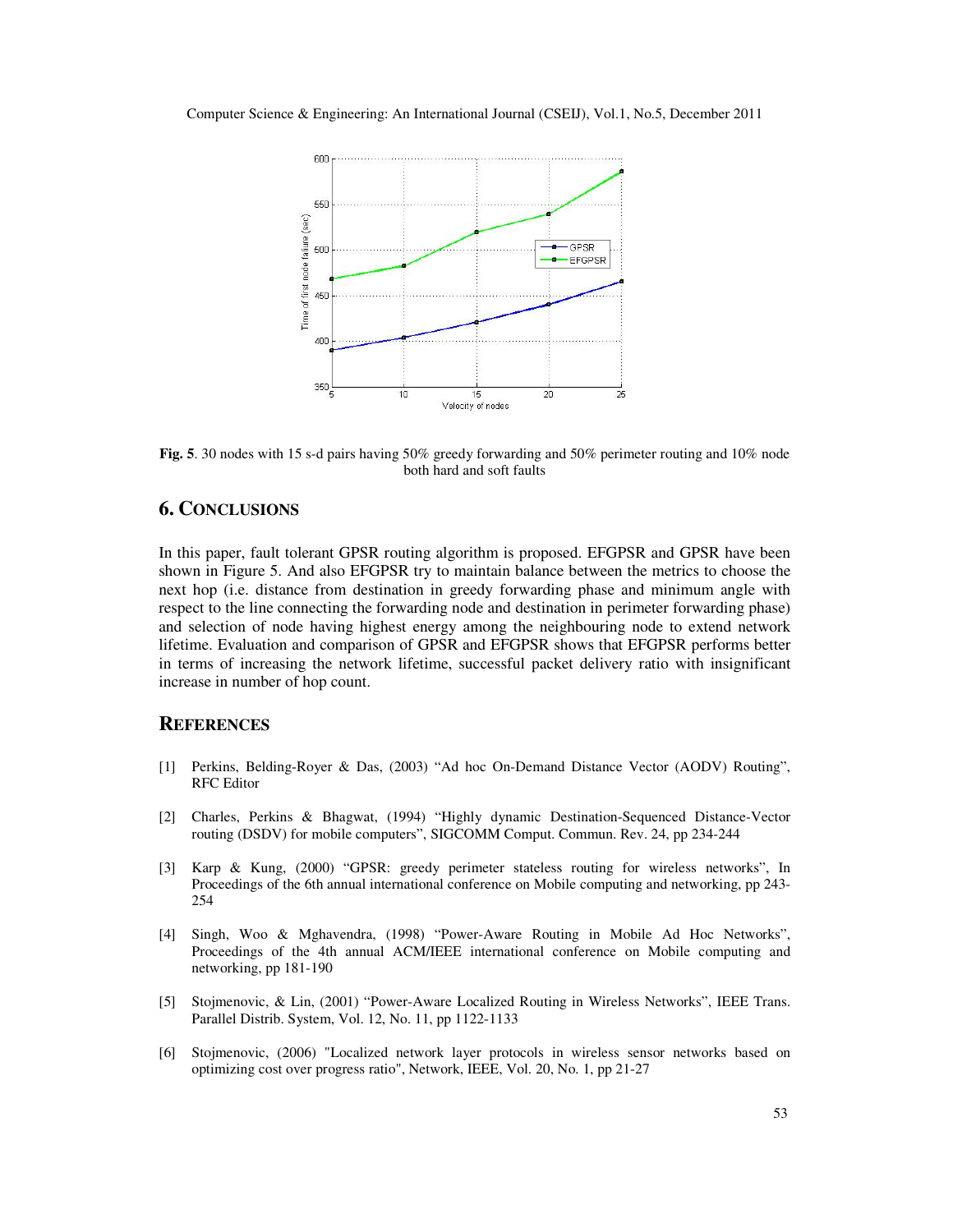**Fig. 5**. 30 nodes with 15 s-d pairs having 50% greedy forwarding and 50% perimeter routing and 10% node both hard and soft faults

## 6. CONCLUSIONS

In this paper, fault tolerant GPSR routing algorithm is proposed. EFGPSR and GPSR have been shown in Figure 5. And also EFGPSR try to maintain balance between the metrics to choose the next hop (i.e. distance from destination in greedy forwarding phase and minimum angle with respect to the line connecting the forwarding node and destination in perimeter forwarding phase) and selection of node having highest energy among the neighbouring node to extend network lifetime. Evaluation and comparison of GPSR and EFGPSR shows that EFGPSR performs better in terms of increasing the network lifetime, successful packet delivery ratio with insignificant increase in number of hop count.

## REFERENCES

[1] Perkins, Belding-Royer & Das, (2003) "Ad hoc On-Demand Distance Vector (AODV) Routing", RFC Editor

[2] Charles, Perkins & Bhagwat, (1994) "Highly dynamic Destination-Sequenced Distance-Vector routing (DSDV) for mobile computers", SIGCOMM Comput. Commun. Rev. 24, pp 234-244

[3] Karp & Kung, (2000) "GPSR: greedy perimeter stateless routing for wireless networks", In Proceedings of the 6th annual international conference on Mobile computing and networking, pp 243-254

[4] Singh, Woo & Mghavendra, (1998) "Power-Aware Routing in Mobile Ad Hoc Networks", Proceedings of the 4th annual ACM/IEEE international conference on Mobile computing and networking, pp 181-190

[5] Stojmenovic, & Lin, (2001) "Power-Aware Localized Routing in Wireless Networks", IEEE Trans. Parallel Distrib. System, Vol. 12, No. 11, pp 1122-1133

[6] Stojmenovic, (2006) "Localized network layer protocols in wireless sensor networks based on optimizing cost over progress ratio", Network, IEEE, Vol. 20, No. 1, pp 21-27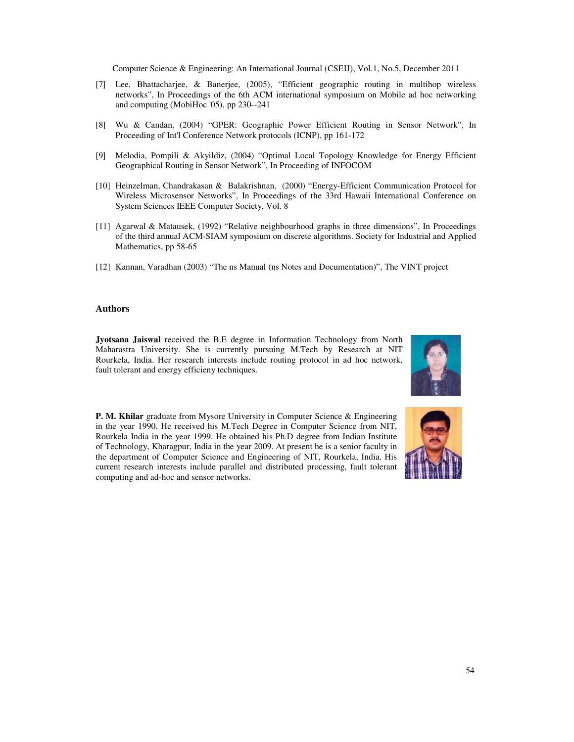[7] Lee, Bhattacharjee, & Banerjee, (2005), "Efficient geographic routing in multihop wireless networks", In Proceedings of the 6th ACM international symposium on Mobile ad hoc networking and computing (MobiHoc '05), pp 230--241

[8] Wu & Candan, (2004) "GPER: Geographic Power Efficient Routing in Sensor Network", In Proceeding of Int'l Conference Network protocols (ICNP), pp 161-172

[9] Melodia, Pompili & Akyildiz, (2004) "Optimal Local Topology Knowledge for Energy Efficient Geographical Routing in Sensor Network", In Proceeding of INFOCOM

[10] Heinzelman, Chandrakasan & Balakrishnan, (2000) "Energy-Efficient Communication Protocol for Wireless Microsensor Networks", In Proceedings of the 33rd Hawaii International Conference on System Sciences IEEE Computer Society, Vol. 8

[11] Agarwal & Matausek, (1992) "Relative neighbourhood graphs in three dimensions", In Proceedings of the third annual ACM-SIAM symposium on discrete algorithms. Society for Industrial and Applied Mathematics, pp 58-65

[12] Kannan, Varadhan (2003) "The ns Manual (ns Notes and Documentation)", The VINT project

## Authors

**Jyotsana Jaiswal** received the B.E degree in Information Technology from North Maharastra University. She is currently pursuing M.Tech by Research at NIT Rourkela, India. Her research interests include routing protocol in ad hoc network, fault tolerant and energy efficieny techniques.

**P. M. Khilar** graduate from Mysore University in Computer Science & Engineering in the year 1990. He received his M.Tech Degree in Computer Science from NIT, Rourkela India in the year 1999. He obtained his Ph.D degree from Indian Institute of Technology, Kharagpur, India in the year 2009. At present he is a senior faculty in the department of Computer Science and Engineering of NIT, Rourkela, India. His current research interests include parallel and distributed processing, fault tolerant computing and ad-hoc and sensor networks.